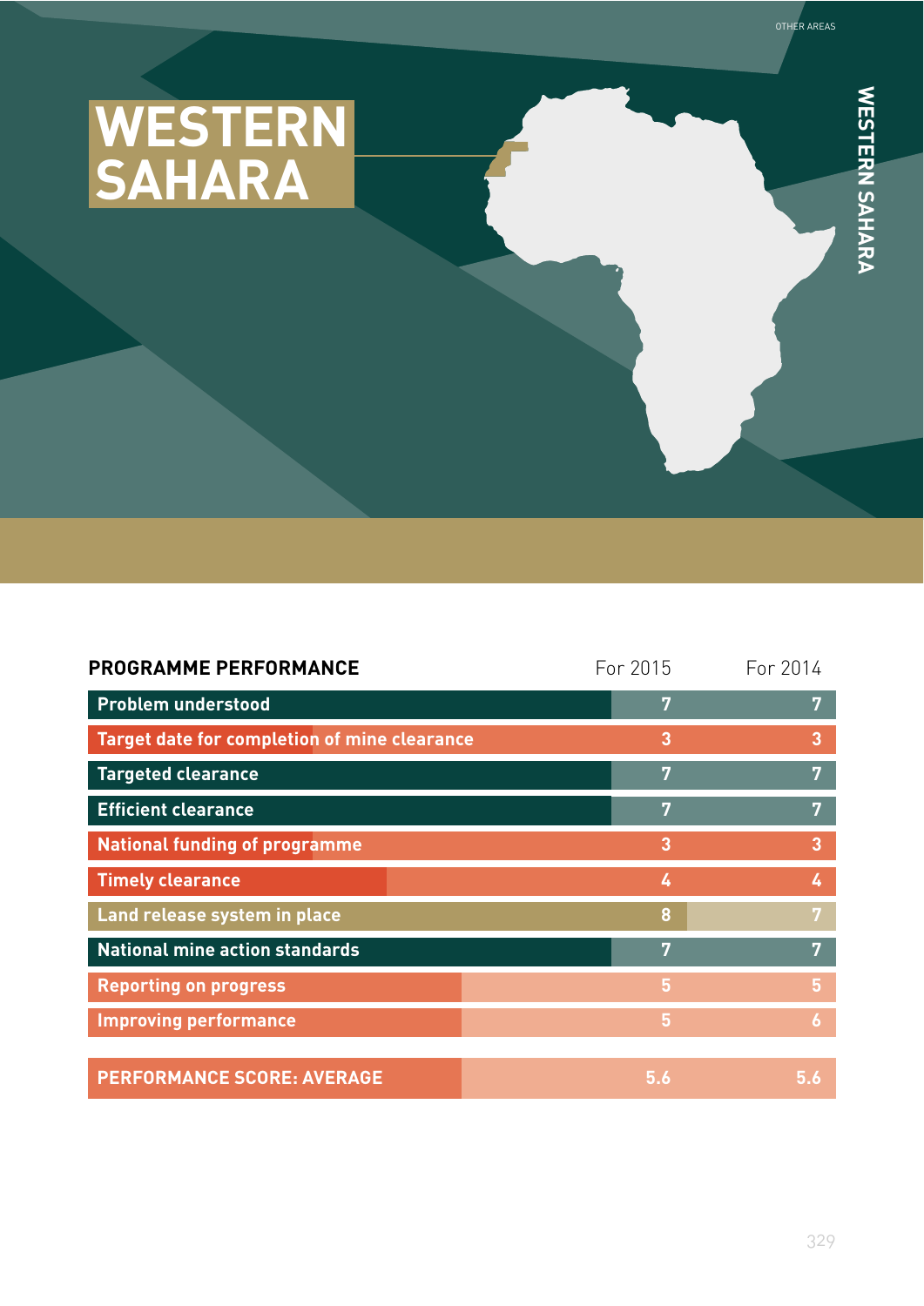# WESTERN SAHARA

| PROGRAMME PERFORMANCE | For 2015 | For 2014 |
|---|---|---|
| Problem understood | 7 | 7 |
| Target date for completion of mine clearance | 3 | 3 |
| Targeted clearance | 7 | 7 |
| Efficient clearance | 7 | 7 |
| National funding of programme | 3 | 3 |
| Timely clearance | 4 | 4 |
| Land release system in place | 8 | 7 |
| National mine action standards | 7 | 7 |
| Reporting on progress | 5 | 5 |
| Improving performance | 5 | 6 |
| **PERFORMANCE SCORE: AVERAGE** | **5.6** | **5.6** |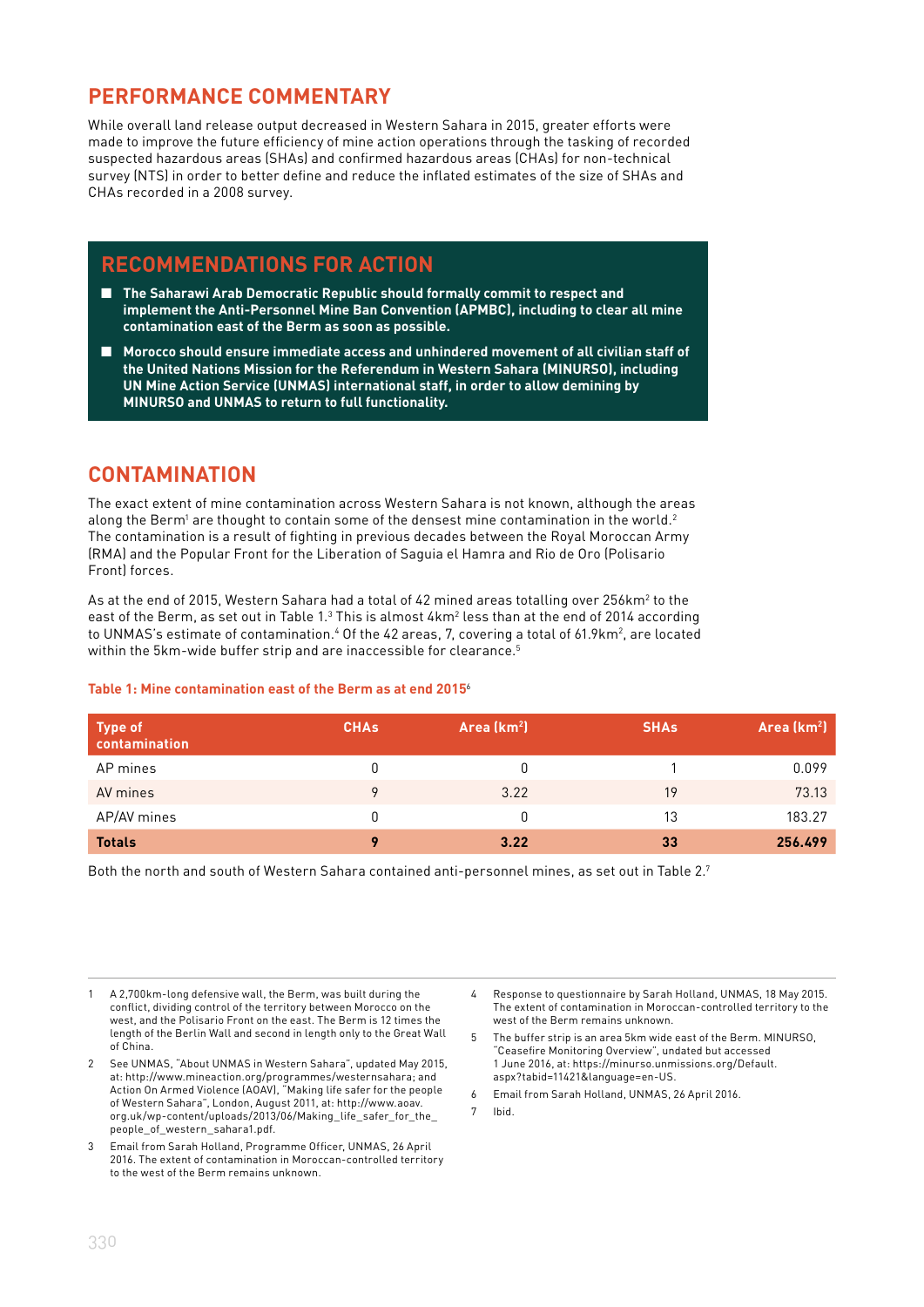## PERFORMANCE COMMENTARY

While overall land release output decreased in Western Sahara in 2015, greater efforts were made to improve the future efficiency of mine action operations through the tasking of recorded suspected hazardous areas (SHAs) and confirmed hazardous areas (CHAs) for non-technical survey (NTS) in order to better define and reduce the inflated estimates of the size of SHAs and CHAs recorded in a 2008 survey.

## RECOMMENDATIONS FOR ACTION

- **The Saharawi Arab Democratic Republic should formally commit to respect and implement the Anti-Personnel Mine Ban Convention (APMBC), including to clear all mine contamination east of the Berm as soon as possible.**
- **Morocco should ensure immediate access and unhindered movement of all civilian staff of the United Nations Mission for the Referendum in Western Sahara (MINURSO), including UN Mine Action Service (UNMAS) international staff, in order to allow demining by MINURSO and UNMAS to return to full functionality.**

## CONTAMINATION

The exact extent of mine contamination across Western Sahara is not known, although the areas along the Berm[1] are thought to contain some of the densest mine contamination in the world.[2] The contamination is a result of fighting in previous decades between the Royal Moroccan Army (RMA) and the Popular Front for the Liberation of Saguia el Hamra and Rio de Oro (Polisario Front) forces.

As at the end of 2015, Western Sahara had a total of 42 mined areas totalling over 256km² to the east of the Berm, as set out in Table 1.[3] This is almost 4km² less than at the end of 2014 according to UNMAS's estimate of contamination.[4] Of the 42 areas, 7, covering a total of 61.9km², are located within the 5km-wide buffer strip and are inaccessible for clearance.[5]

**Table 1: Mine contamination east of the Berm as at end 2015**[6]

| Type of contamination | CHAs | Area (km²) | SHAs | Area (km²) |
|---|---|---|---|---|
| AP mines | 0 | 0 | 1 | 0.099 |
| AV mines | 9 | 3.22 | 19 | 73.13 |
| AP/AV mines | 0 | 0 | 13 | 183.27 |
| **Totals** | **9** | **3.22** | **33** | **256.499** |

Both the north and south of Western Sahara contained anti-personnel mines, as set out in Table 2.[7]

---

1 A 2,700km-long defensive wall, the Berm, was built during the conflict, dividing control of the territory between Morocco on the west, and the Polisario Front on the east. The Berm is 12 times the length of the Berlin Wall and second in length only to the Great Wall of China.

2 See UNMAS, "About UNMAS in Western Sahara", updated May 2015, at: http://www.mineaction.org/programmes/westernsahara; and Action On Armed Violence (AOAV), "Making life safer for the people of Western Sahara", London, August 2011, at: http://www.aoav.org.uk/wp-content/uploads/2013/06/Making_life_safer_for_the_people_of_western_sahara1.pdf.

3 Email from Sarah Holland, Programme Officer, UNMAS, 26 April 2016. The extent of contamination in Moroccan-controlled territory to the west of the Berm remains unknown.

4 Response to questionnaire by Sarah Holland, UNMAS, 18 May 2015. The extent of contamination in Moroccan-controlled territory to the west of the Berm remains unknown.

5 The buffer strip is an area 5km wide east of the Berm. MINURSO, "Ceasefire Monitoring Overview", undated but accessed 1 June 2016, at: https://minurso.unmissions.org/Default.aspx?tabid=11421&language=en-US.

6 Email from Sarah Holland, UNMAS, 26 April 2016.

7 Ibid.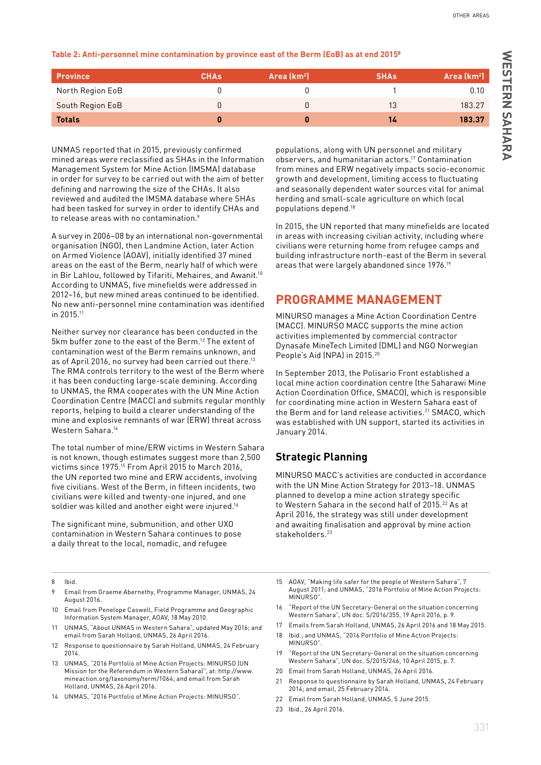**Table 2: Anti-personnel mine contamination by province east of the Berm (EoB) as at end 2015**[8]

| Province | CHAs | Area (km²) | SHAs | Area (km²) |
|---|---|---|---|---|
| North Region EoB | 0 | 0 | 1 | 0.10 |
| South Region EoB | 0 | 0 | 13 | 183.27 |
| **Totals** | **0** | **0** | **14** | **183.37** |

UNMAS reported that in 2015, previously confirmed mined areas were reclassified as SHAs in the Information Management System for Mine Action (IMSMA) database in order for survey to be carried out with the aim of better defining and narrowing the size of the CHAs. It also reviewed and audited the IMSMA database where SHAs had been tasked for survey in order to identify CHAs and to release areas with no contamination.[9]

A survey in 2006–08 by an international non-governmental organisation (NGO), then Landmine Action, later Action on Armed Violence (AOAV), initially identified 37 mined areas on the east of the Berm, nearly half of which were in Bir Lahlou, followed by Tifariti, Mehaires, and Awanit.[10] According to UNMAS, five minefields were addressed in 2012–16, but new mined areas continued to be identified. No new anti-personnel mine contamination was identified in 2015.[11]

Neither survey nor clearance has been conducted in the 5km buffer zone to the east of the Berm.[12] The extent of contamination west of the Berm remains unknown, and as of April 2016, no survey had been carried out there.[13] The RMA controls territory to the west of the Berm where it has been conducting large-scale demining. According to UNMAS, the RMA cooperates with the UN Mine Action Coordination Centre (MACC) and submits regular monthly reports, helping to build a clearer understanding of the mine and explosive remnants of war (ERW) threat across Western Sahara.[14]

The total number of mine/ERW victims in Western Sahara is not known, though estimates suggest more than 2,500 victims since 1975.[15] From April 2015 to March 2016, the UN reported two mine and ERW accidents, involving five civilians. West of the Berm, in fifteen incidents, two civilians were killed and twenty-one injured, and one soldier was killed and another eight were injured.[16]

The significant mine, submunition, and other UXO contamination in Western Sahara continues to pose a daily threat to the local, nomadic, and refugee populations, along with UN personnel and military observers, and humanitarian actors.[17] Contamination from mines and ERW negatively impacts socio-economic growth and development, limiting access to fluctuating and seasonally dependent water sources vital for animal herding and small-scale agriculture on which local populations depend.[18]

In 2015, the UN reported that many minefields are located in areas with increasing civilian activity, including where civilians were returning home from refugee camps and building infrastructure north-east of the Berm in several areas that were largely abandoned since 1976.[19]

## PROGRAMME MANAGEMENT

MINURSO manages a Mine Action Coordination Centre (MACC). MINURSO MACC supports the mine action activities implemented by commercial contractor Dynasafe MineTech Limited (DML) and NGO Norwegian People's Aid (NPA) in 2015.[20]

In September 2013, the Polisario Front established a local mine action coordination centre (the Saharawi Mine Action Coordination Office, SMACO), which is responsible for coordinating mine action in Western Sahara east of the Berm and for land release activities.[21] SMACO, which was established with UN support, started its activities in January 2014.

### Strategic Planning

MINURSO MACC's activities are conducted in accordance with the UN Mine Action Strategy for 2013–18. UNMAS planned to develop a mine action strategy specific to Western Sahara in the second half of 2015.[22] As at April 2016, the strategy was still under development and awaiting finalisation and approval by mine action stakeholders.[23]

---

8 Ibid.

9 Email from Graeme Abernethy, Programme Manager, UNMAS, 24 August 2016.

10 Email from Penelope Caswell, Field Programme and Geographic Information System Manager, AOAV, 18 May 2010.

11 UNMAS, "About UNMAS in Western Sahara", updated May 2016; and email from Sarah Holland, UNMAS, 26 April 2016.

12 Response to questionnaire by Sarah Holland, UNMAS, 24 February 2014.

13 UNMAS, "2016 Portfolio of Mine Action Projects: MINURSO (UN Mission for the Referendum in Western Sahara)", at: http://www.mineaction.org/taxonomy/term/1064; and email from Sarah Holland, UNMAS, 26 April 2016.

14 UNMAS, "2016 Portfolio of Mine Action Projects: MINURSO".

15 AOAV, "Making life safer for the people of Western Sahara", 7 August 2011; and UNMAS, "2016 Portfolio of Mine Action Projects: MINURSO".

16 "Report of the UN Secretary-General on the situation concerning Western Sahara", UN doc. S/2016/355, 19 April 2016, p. 9.

17 Emails from Sarah Holland, UNMAS, 26 April 2016 and 18 May 2015.

18 Ibid.; and UNMAS, "2016 Portfolio of Mine Action Projects: MINURSO".

19 "Report of the UN Secretary-General on the situation concerning Western Sahara", UN doc. S/2015/246, 10 April 2015, p. 7.

20 Email from Sarah Holland, UNMAS, 26 April 2016.

21 Response to questionnaire by Sarah Holland, UNMAS, 24 February 2014; and email, 25 February 2014.

22 Email from Sarah Holland, UNMAS, 5 June 2015.

23 Ibid., 26 April 2016.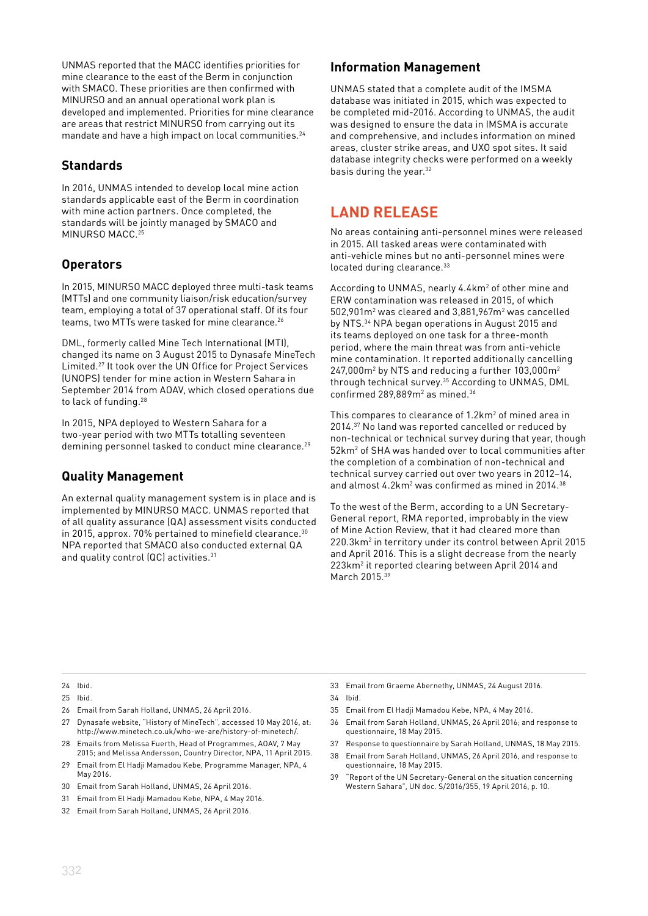UNMAS reported that the MACC identifies priorities for mine clearance to the east of the Berm in conjunction with SMACO. These priorities are then confirmed with MINURSO and an annual operational work plan is developed and implemented. Priorities for mine clearance are areas that restrict MINURSO from carrying out its mandate and have a high impact on local communities.[24]

### Standards

In 2016, UNMAS intended to develop local mine action standards applicable east of the Berm in coordination with mine action partners. Once completed, the standards will be jointly managed by SMACO and MINURSO MACC.[25]

### Operators

In 2015, MINURSO MACC deployed three multi-task teams (MTTs) and one community liaison/risk education/survey team, employing a total of 37 operational staff. Of its four teams, two MTTs were tasked for mine clearance.[26]

DML, formerly called Mine Tech International (MTI), changed its name on 3 August 2015 to Dynasafe MineTech Limited.[27] It took over the UN Office for Project Services (UNOPS) tender for mine action in Western Sahara in September 2014 from AOAV, which closed operations due to lack of funding.[28]

In 2015, NPA deployed to Western Sahara for a two-year period with two MTTs totalling seventeen demining personnel tasked to conduct mine clearance.[29]

### Quality Management

An external quality management system is in place and is implemented by MINURSO MACC. UNMAS reported that of all quality assurance (QA) assessment visits conducted in 2015, approx. 70% pertained to minefield clearance.[30] NPA reported that SMACO also conducted external QA and quality control (QC) activities.[31]

### Information Management

UNMAS stated that a complete audit of the IMSMA database was initiated in 2015, which was expected to be completed mid-2016. According to UNMAS, the audit was designed to ensure the data in IMSMA is accurate and comprehensive, and includes information on mined areas, cluster strike areas, and UXO spot sites. It said database integrity checks were performed on a weekly basis during the year.[32]

## LAND RELEASE

No areas containing anti-personnel mines were released in 2015. All tasked areas were contaminated with anti-vehicle mines but no anti-personnel mines were located during clearance.[33]

According to UNMAS, nearly 4.4km² of other mine and ERW contamination was released in 2015, of which 502,901m² was cleared and 3,881,967m² was cancelled by NTS.[34] NPA began operations in August 2015 and its teams deployed on one task for a three-month period, where the main threat was from anti-vehicle mine contamination. It reported additionally cancelling 247,000m² by NTS and reducing a further 103,000m² through technical survey.[35] According to UNMAS, DML confirmed 289,889m² as mined.[36]

This compares to clearance of 1.2km² of mined area in 2014.[37] No land was reported cancelled or reduced by non-technical or technical survey during that year, though 52km² of SHA was handed over to local communities after the completion of a combination of non-technical and technical survey carried out over two years in 2012–14, and almost 4.2km² was confirmed as mined in 2014.[38]

To the west of the Berm, according to a UN Secretary-General report, RMA reported, improbably in the view of Mine Action Review, that it had cleared more than 220.3km² in territory under its control between April 2015 and April 2016. This is a slight decrease from the nearly 223km² it reported clearing between April 2014 and March 2015.[39]

---

24 Ibid.

25 Ibid.

26 Email from Sarah Holland, UNMAS, 26 April 2016.

27 Dynasafe website, "History of MineTech", accessed 10 May 2016, at: http://www.minetech.co.uk/who-we-are/history-of-minetech/.

28 Emails from Melissa Fuerth, Head of Programmes, AOAV, 7 May 2015; and Melissa Andersson, Country Director, NPA, 11 April 2015.

29 Email from El Hadji Mamadou Kebe, Programme Manager, NPA, 4 May 2016.

30 Email from Sarah Holland, UNMAS, 26 April 2016.

31 Email from El Hadji Mamadou Kebe, NPA, 4 May 2016.

32 Email from Sarah Holland, UNMAS, 26 April 2016.

33 Email from Graeme Abernethy, UNMAS, 24 August 2016.

34 Ibid.

35 Email from El Hadji Mamadou Kebe, NPA, 4 May 2016.

36 Email from Sarah Holland, UNMAS, 26 April 2016; and response to questionnaire, 18 May 2015.

37 Response to questionnaire by Sarah Holland, UNMAS, 18 May 2015.

38 Email from Sarah Holland, UNMAS, 26 April 2016, and response to questionnaire, 18 May 2015.

39 "Report of the UN Secretary-General on the situation concerning Western Sahara", UN doc. S/2016/355, 19 April 2016, p. 10.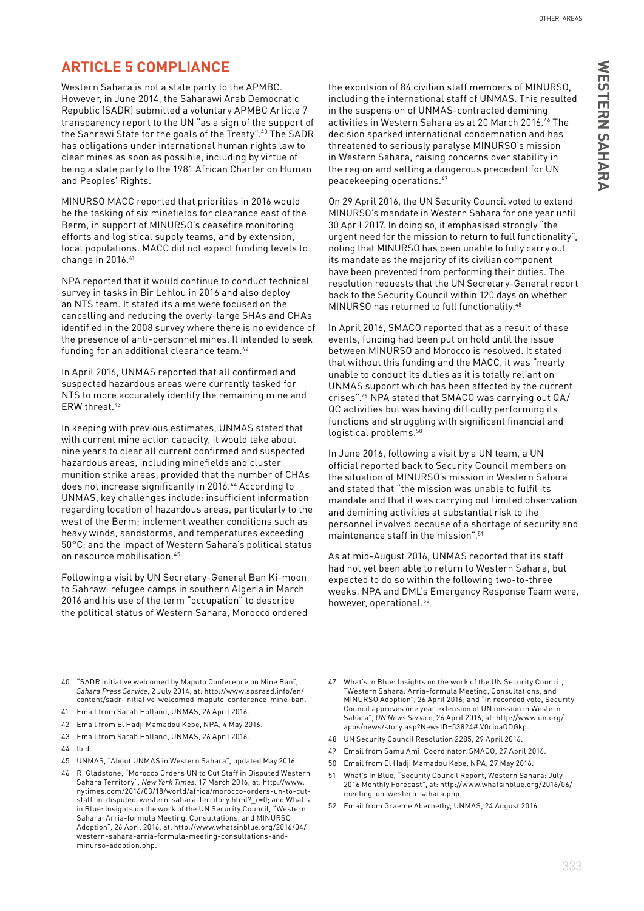## ARTICLE 5 COMPLIANCE

Western Sahara is not a state party to the APMBC. However, in June 2014, the Saharawi Arab Democratic Republic (SADR) submitted a voluntary APMBC Article 7 transparency report to the UN "as a sign of the support of the Sahrawi State for the goals of the Treaty".[40] The SADR has obligations under international human rights law to clear mines as soon as possible, including by virtue of being a state party to the 1981 African Charter on Human and Peoples' Rights.

MINURSO MACC reported that priorities in 2016 would be the tasking of six minefields for clearance east of the Berm, in support of MINURSO's ceasefire monitoring efforts and logistical supply teams, and by extension, local populations. MACC did not expect funding levels to change in 2016.[41]

NPA reported that it would continue to conduct technical survey in tasks in Bir Lehlou in 2016 and also deploy an NTS team. It stated its aims were focused on the cancelling and reducing the overly-large SHAs and CHAs identified in the 2008 survey where there is no evidence of the presence of anti-personnel mines. It intended to seek funding for an additional clearance team.[42]

In April 2016, UNMAS reported that all confirmed and suspected hazardous areas were currently tasked for NTS to more accurately identify the remaining mine and ERW threat.[43]

In keeping with previous estimates, UNMAS stated that with current mine action capacity, it would take about nine years to clear all current confirmed and suspected hazardous areas, including minefields and cluster munition strike areas, provided that the number of CHAs does not increase significantly in 2016.[44] According to UNMAS, key challenges include: insufficient information regarding location of hazardous areas, particularly to the west of the Berm; inclement weather conditions such as heavy winds, sandstorms, and temperatures exceeding 50°C; and the impact of Western Sahara's political status on resource mobilisation.[45]

Following a visit by UN Secretary-General Ban Ki-moon to Sahrawi refugee camps in southern Algeria in March 2016 and his use of the term "occupation" to describe the political status of Western Sahara, Morocco ordered the expulsion of 84 civilian staff members of MINURSO, including the international staff of UNMAS. This resulted in the suspension of UNMAS-contracted demining activities in Western Sahara as at 20 March 2016.[46] The decision sparked international condemnation and has threatened to seriously paralyse MINURSO's mission in Western Sahara, raising concerns over stability in the region and setting a dangerous precedent for UN peacekeeping operations.[47]

On 29 April 2016, the UN Security Council voted to extend MINURSO's mandate in Western Sahara for one year until 30 April 2017. In doing so, it emphasised strongly "the urgent need for the mission to return to full functionality", noting that MINURSO has been unable to fully carry out its mandate as the majority of its civilian component have been prevented from performing their duties. The resolution requests that the UN Secretary-General report back to the Security Council within 120 days on whether MINURSO has returned to full functionality.[48]

In April 2016, SMACO reported that as a result of these events, funding had been put on hold until the issue between MINURSO and Morocco is resolved. It stated that without this funding and the MACC, it was "nearly unable to conduct its duties as it is totally reliant on UNMAS support which has been affected by the current crises".[49] NPA stated that SMACO was carrying out QA/QC activities but was having difficulty performing its functions and struggling with significant financial and logistical problems.[50]

In June 2016, following a visit by a UN team, a UN official reported back to Security Council members on the situation of MINURSO's mission in Western Sahara and stated that "the mission was unable to fulfil its mandate and that it was carrying out limited observation and demining activities at substantial risk to the personnel involved because of a shortage of security and maintenance staff in the mission".[51]

As at mid-August 2016, UNMAS reported that its staff had not yet been able to return to Western Sahara, but expected to do so within the following two-to-three weeks. NPA and DML's Emergency Response Team were, however, operational.[52]

---

40 "SADR initiative welcomed by Maputo Conference on Mine Ban", *Sahara Press Service*, 2 July 2014, at: http://www.spsrasd.info/en/content/sadr-initiative-welcomed-maputo-conference-mine-ban.

41 Email from Sarah Holland, UNMAS, 26 April 2016.

42 Email from El Hadji Mamadou Kebe, NPA, 4 May 2016.

43 Email from Sarah Holland, UNMAS, 26 April 2016.

44 Ibid.

45 UNMAS, "About UNMAS in Western Sahara", updated May 2016.

46 R. Gladstone, "Morocco Orders UN to Cut Staff in Disputed Western Sahara Territory", *New York Times*, 17 March 2016, at: http://www.nytimes.com/2016/03/18/world/africa/morocco-orders-un-to-cut-staff-in-disputed-western-sahara-territory.html?_r=0; and What's in Blue: Insights on the work of the UN Security Council, "Western Sahara: Arria-formula Meeting, Consultations, and MINURSO Adoption", 26 April 2016, at: http://www.whatsinblue.org/2016/04/western-sahara-arria-formula-meeting-consultations-and-minurso-adoption.php.

47 What's in Blue: Insights on the work of the UN Security Council, "Western Sahara: Arria-formula Meeting, Consultations, and MINURSO Adoption", 26 April 2016; and "In recorded vote, Security Council approves one year extension of UN mission in Western Sahara", *UN News Service*, 26 April 2016, at: http://www.un.org/apps/news/story.asp?NewsID=53824#.V0cioaODGkp.

48 UN Security Council Resolution 2285, 29 April 2016.

49 Email from Samu Ami, Coordinator, SMACO, 27 April 2016.

50 Email from El Hadji Mamadou Kebe, NPA, 27 May 2016.

51 What's In Blue, "Security Council Report, Western Sahara: July 2016 Monthly Forecast", at: http://www.whatsinblue.org/2016/06/meeting-on-western-sahara.php.

52 Email from Graeme Abernethy, UNMAS, 24 August 2016.